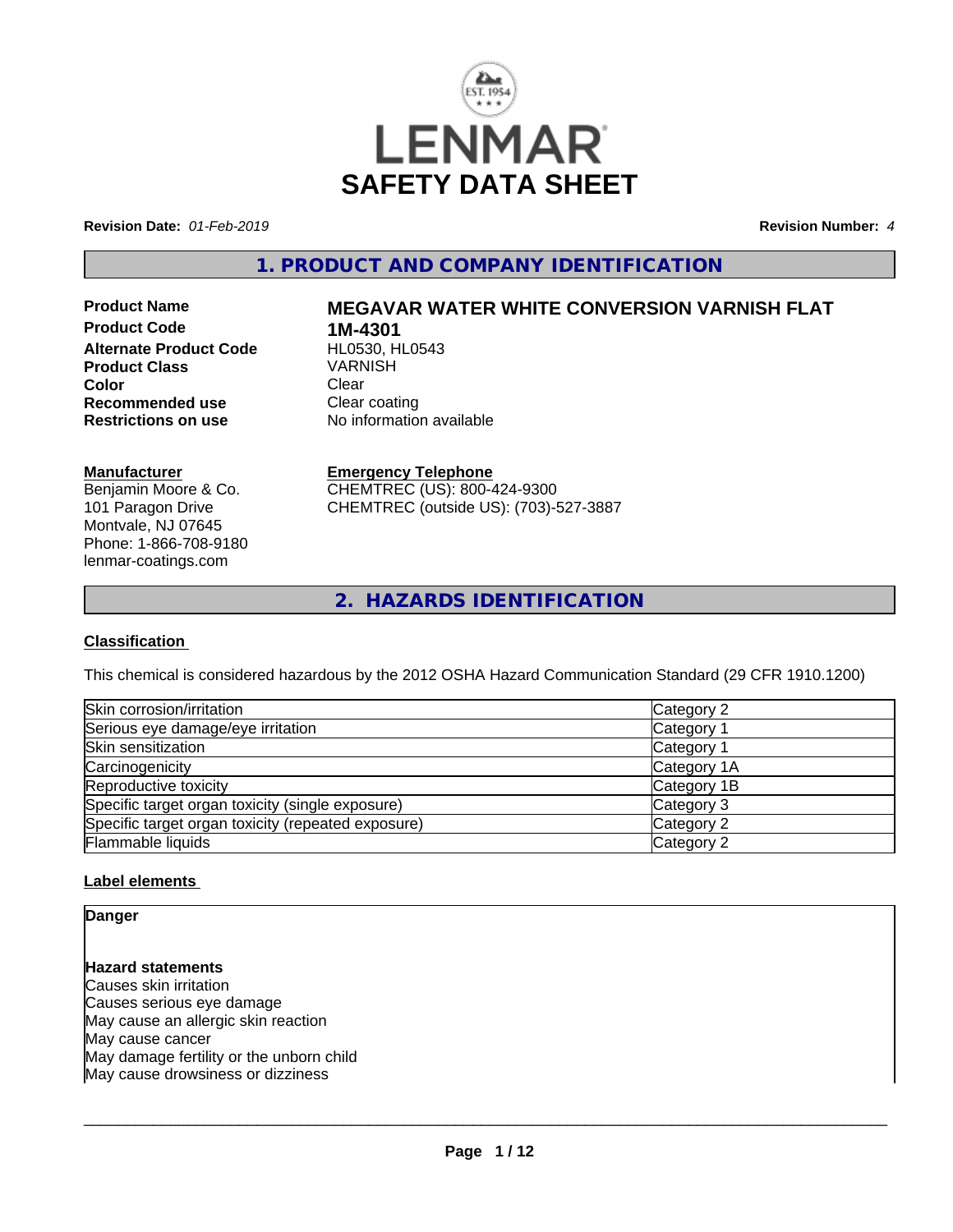# LENMAR SAFETY DATA SHEET

**Revision Date:** *01-Feb-2019* **Revision Number:** *4*

## 1. PRODUCT AND COMPANY IDENTIFICATION

**Product Name** **MEGAVAR WATER WHITE CONVERSION VARNISH FLAT**
**Product Code** **1M-4301**
**Alternate Product Code** HL0530, HL0543
**Product Class** VARNISH
**Color** Clear
**Recommended use** Clear coating
**Restrictions on use** No information available

**Manufacturer**
Benjamin Moore & Co.
101 Paragon Drive
Montvale, NJ 07645
Phone: 1-866-708-9180
lenmar-coatings.com

**Emergency Telephone**
CHEMTREC (US): 800-424-9300
CHEMTREC (outside US): (703)-527-3887

## 2. HAZARDS IDENTIFICATION

**Classification**

This chemical is considered hazardous by the 2012 OSHA Hazard Communication Standard (29 CFR 1910.1200)

| | |
|---|---|
| Skin corrosion/irritation | Category 2 |
| Serious eye damage/eye irritation | Category 1 |
| Skin sensitization | Category 1 |
| Carcinogenicity | Category 1A |
| Reproductive toxicity | Category 1B |
| Specific target organ toxicity (single exposure) | Category 3 |
| Specific target organ toxicity (repeated exposure) | Category 2 |
| Flammable liquids | Category 2 |

**Label elements**

**Danger**

**Hazard statements**
Causes skin irritation
Causes serious eye damage
May cause an allergic skin reaction
May cause cancer
May damage fertility or the unborn child
May cause drowsiness or dizziness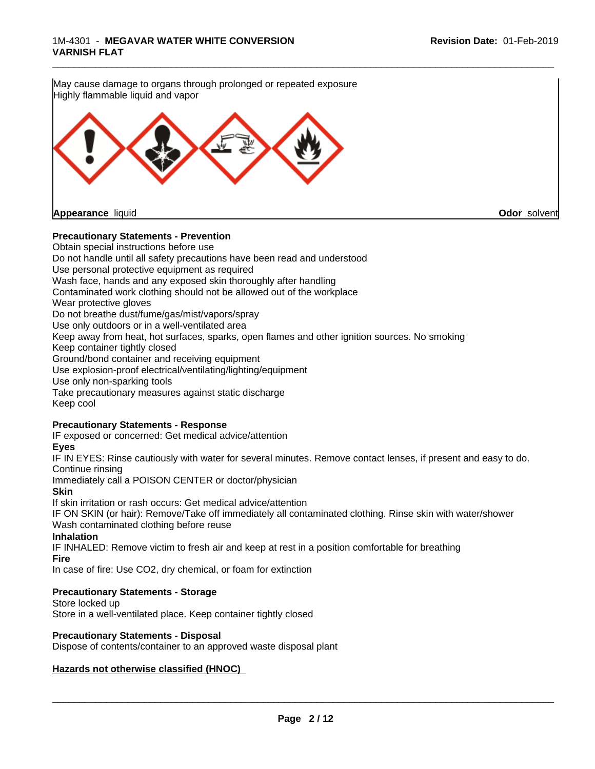May cause damage to organs through prolonged or repeated exposure
Highly flammable liquid and vapor

**Appearance** liquid **Odor** solvent

**Precautionary Statements - Prevention**

Obtain special instructions before use
Do not handle until all safety precautions have been read and understood
Use personal protective equipment as required
Wash face, hands and any exposed skin thoroughly after handling
Contaminated work clothing should not be allowed out of the workplace
Wear protective gloves
Do not breathe dust/fume/gas/mist/vapors/spray
Use only outdoors or in a well-ventilated area
Keep away from heat, hot surfaces, sparks, open flames and other ignition sources. No smoking
Keep container tightly closed
Ground/bond container and receiving equipment
Use explosion-proof electrical/ventilating/lighting/equipment
Use only non-sparking tools
Take precautionary measures against static discharge
Keep cool

**Precautionary Statements - Response**

IF exposed or concerned: Get medical advice/attention

**Eyes**

IF IN EYES: Rinse cautiously with water for several minutes. Remove contact lenses, if present and easy to do. Continue rinsing
Immediately call a POISON CENTER or doctor/physician

**Skin**

If skin irritation or rash occurs: Get medical advice/attention
IF ON SKIN (or hair): Remove/Take off immediately all contaminated clothing. Rinse skin with water/shower
Wash contaminated clothing before reuse

**Inhalation**

IF INHALED: Remove victim to fresh air and keep at rest in a position comfortable for breathing

**Fire**

In case of fire: Use CO2, dry chemical, or foam for extinction

**Precautionary Statements - Storage**

Store locked up
Store in a well-ventilated place. Keep container tightly closed

**Precautionary Statements - Disposal**

Dispose of contents/container to an approved waste disposal plant

**Hazards not otherwise classified (HNOC)**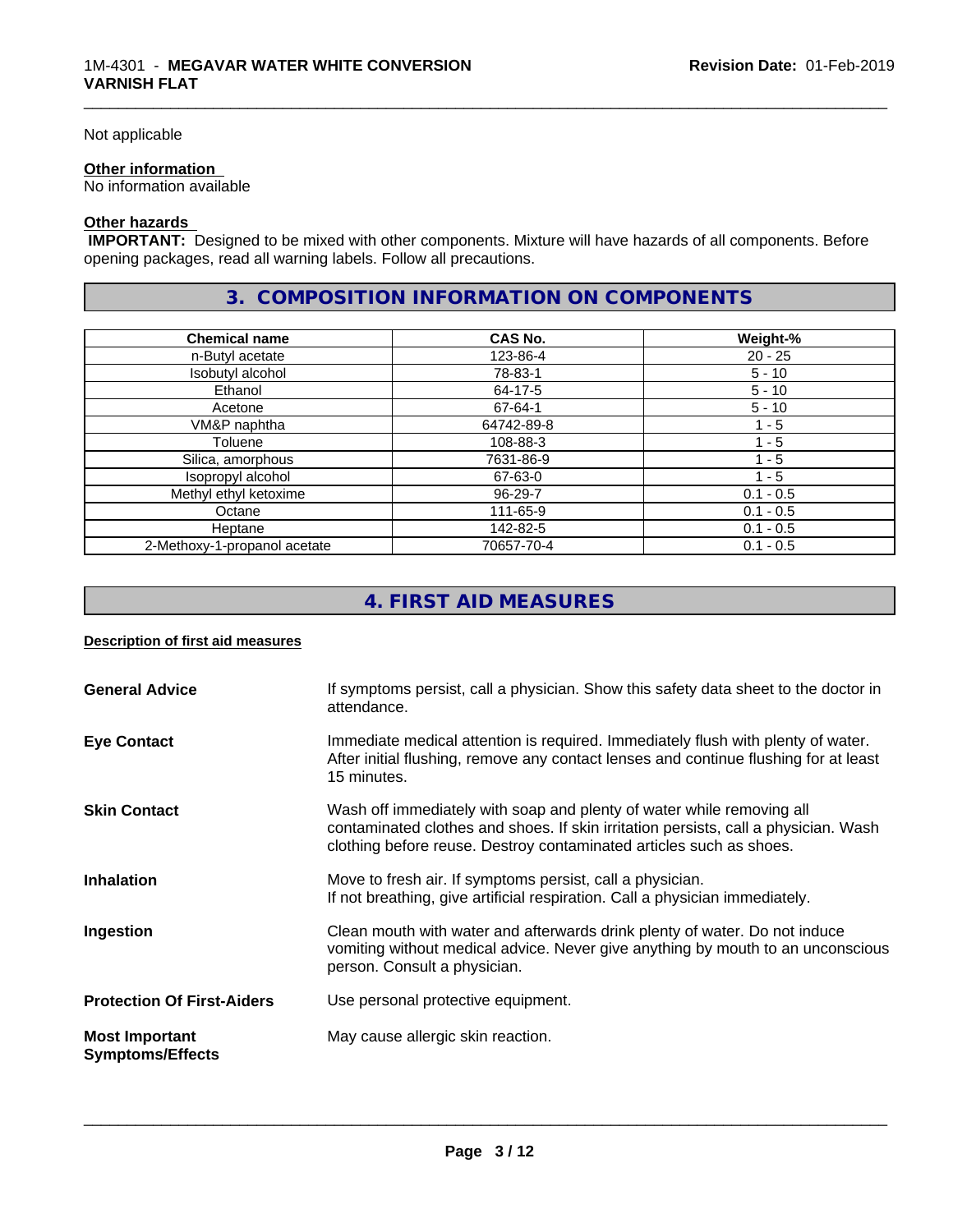Not applicable

**Other information**
No information available

**Other hazards**
**IMPORTANT:** Designed to be mixed with other components. Mixture will have hazards of all components. Before opening packages, read all warning labels. Follow all precautions.

## 3. COMPOSITION INFORMATION ON COMPONENTS

| Chemical name | CAS No. | Weight-% |
|---|---|---|
| n-Butyl acetate | 123-86-4 | 20 - 25 |
| Isobutyl alcohol | 78-83-1 | 5 - 10 |
| Ethanol | 64-17-5 | 5 - 10 |
| Acetone | 67-64-1 | 5 - 10 |
| VM&P naphtha | 64742-89-8 | 1 - 5 |
| Toluene | 108-88-3 | 1 - 5 |
| Silica, amorphous | 7631-86-9 | 1 - 5 |
| Isopropyl alcohol | 67-63-0 | 1 - 5 |
| Methyl ethyl ketoxime | 96-29-7 | 0.1 - 0.5 |
| Octane | 111-65-9 | 0.1 - 0.5 |
| Heptane | 142-82-5 | 0.1 - 0.5 |
| 2-Methoxy-1-propanol acetate | 70657-70-4 | 0.1 - 0.5 |

## 4. FIRST AID MEASURES

**Description of first aid measures**

**General Advice**
If symptoms persist, call a physician. Show this safety data sheet to the doctor in attendance.

**Eye Contact**
Immediate medical attention is required. Immediately flush with plenty of water. After initial flushing, remove any contact lenses and continue flushing for at least 15 minutes.

**Skin Contact**
Wash off immediately with soap and plenty of water while removing all contaminated clothes and shoes. If skin irritation persists, call a physician. Wash clothing before reuse. Destroy contaminated articles such as shoes.

**Inhalation**
Move to fresh air. If symptoms persist, call a physician.
If not breathing, give artificial respiration. Call a physician immediately.

**Ingestion**
Clean mouth with water and afterwards drink plenty of water. Do not induce vomiting without medical advice. Never give anything by mouth to an unconscious person. Consult a physician.

**Protection Of First-Aiders**
Use personal protective equipment.

**Most Important Symptoms/Effects**
May cause allergic skin reaction.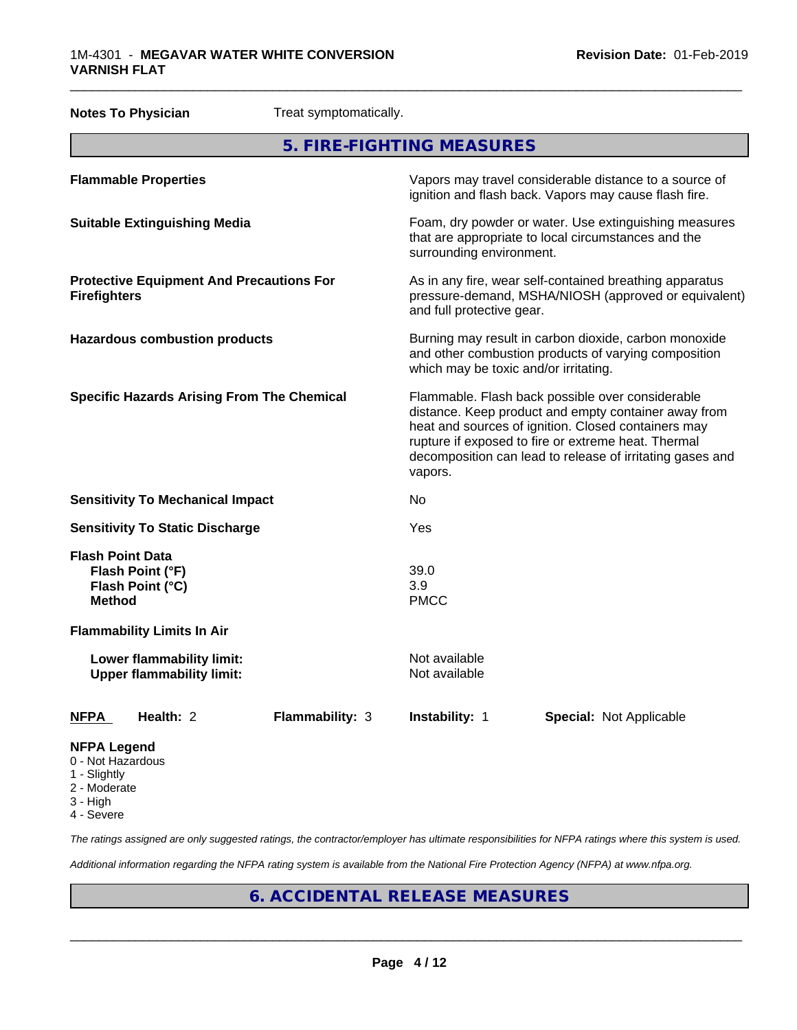**Notes To Physician** Treat symptomatically.

## 5. FIRE-FIGHTING MEASURES

| | |
|---|---|
| **Flammable Properties** | Vapors may travel considerable distance to a source of ignition and flash back. Vapors may cause flash fire. |
| **Suitable Extinguishing Media** | Foam, dry powder or water. Use extinguishing measures that are appropriate to local circumstances and the surrounding environment. |
| **Protective Equipment And Precautions For Firefighters** | As in any fire, wear self-contained breathing apparatus pressure-demand, MSHA/NIOSH (approved or equivalent) and full protective gear. |
| **Hazardous combustion products** | Burning may result in carbon dioxide, carbon monoxide and other combustion products of varying composition which may be toxic and/or irritating. |
| **Specific Hazards Arising From The Chemical** | Flammable. Flash back possible over considerable distance. Keep product and empty container away from heat and sources of ignition. Closed containers may rupture if exposed to fire or extreme heat. Thermal decomposition can lead to release of irritating gases and vapors. |
| **Sensitivity To Mechanical Impact** | No |
| **Sensitivity To Static Discharge** | Yes |
| **Flash Point Data** | |
| **Flash Point (°F)** | 39.0 |
| **Flash Point (°C)** | 3.9 |
| **Method** | PMCC |
| **Flammability Limits In Air** | |
| **Lower flammability limit:** | Not available |
| **Upper flammability limit:** | Not available |

| **NFPA** | **Health:** 2 | **Flammability:** 3 | **Instability:** 1 | **Special:** Not Applicable |
|---|---|---|---|---|

**NFPA Legend**
- 0 - Not Hazardous
- 1 - Slightly
- 2 - Moderate
- 3 - High
- 4 - Severe

*The ratings assigned are only suggested ratings, the contractor/employer has ultimate responsibilities for NFPA ratings where this system is used.*

*Additional information regarding the NFPA rating system is available from the National Fire Protection Agency (NFPA) at www.nfpa.org.*

## 6. ACCIDENTAL RELEASE MEASURES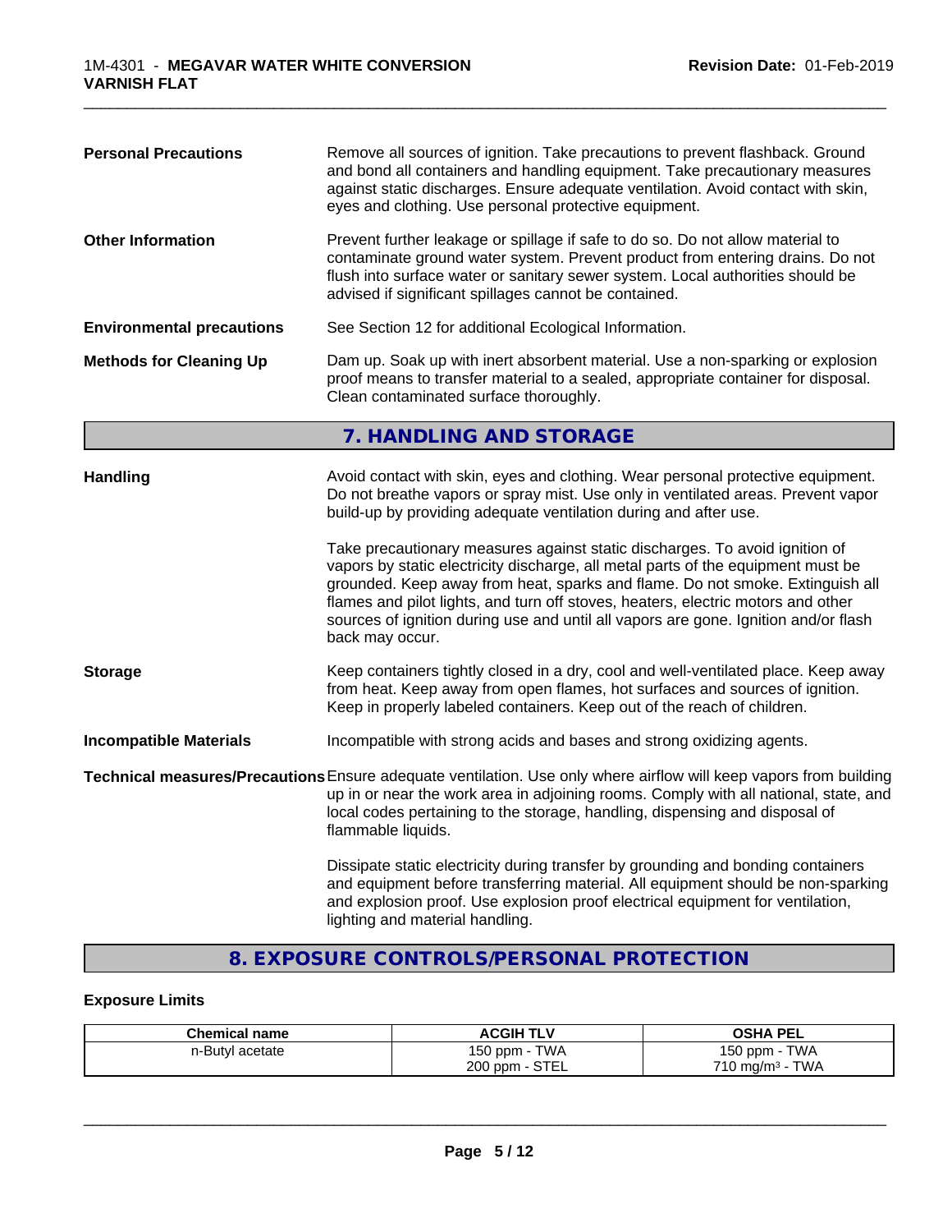**Personal Precautions** Remove all sources of ignition. Take precautions to prevent flashback. Ground and bond all containers and handling equipment. Take precautionary measures against static discharges. Ensure adequate ventilation. Avoid contact with skin, eyes and clothing. Use personal protective equipment.

**Other Information** Prevent further leakage or spillage if safe to do so. Do not allow material to contaminate ground water system. Prevent product from entering drains. Do not flush into surface water or sanitary sewer system. Local authorities should be advised if significant spillages cannot be contained.

**Environmental precautions** See Section 12 for additional Ecological Information.

**Methods for Cleaning Up** Dam up. Soak up with inert absorbent material. Use a non-sparking or explosion proof means to transfer material to a sealed, appropriate container for disposal. Clean contaminated surface thoroughly.

## 7. HANDLING AND STORAGE

**Handling** Avoid contact with skin, eyes and clothing. Wear personal protective equipment. Do not breathe vapors or spray mist. Use only in ventilated areas. Prevent vapor build-up by providing adequate ventilation during and after use.

Take precautionary measures against static discharges. To avoid ignition of vapors by static electricity discharge, all metal parts of the equipment must be grounded. Keep away from heat, sparks and flame. Do not smoke. Extinguish all flames and pilot lights, and turn off stoves, heaters, electric motors and other sources of ignition during use and until all vapors are gone. Ignition and/or flash back may occur.

**Storage** Keep containers tightly closed in a dry, cool and well-ventilated place. Keep away from heat. Keep away from open flames, hot surfaces and sources of ignition. Keep in properly labeled containers. Keep out of the reach of children.

**Incompatible Materials** Incompatible with strong acids and bases and strong oxidizing agents.

**Technical measures/Precautions** Ensure adequate ventilation. Use only where airflow will keep vapors from building up in or near the work area in adjoining rooms. Comply with all national, state, and local codes pertaining to the storage, handling, dispensing and disposal of flammable liquids.

Dissipate static electricity during transfer by grounding and bonding containers and equipment before transferring material. All equipment should be non-sparking and explosion proof. Use explosion proof electrical equipment for ventilation, lighting and material handling.

## 8. EXPOSURE CONTROLS/PERSONAL PROTECTION

### Exposure Limits

| Chemical name | ACGIH TLV | OSHA PEL |
|---|---|---|
| n-Butyl acetate | 150 ppm - TWA<br>200 ppm - STEL | 150 ppm - TWA<br>710 mg/m³ - TWA |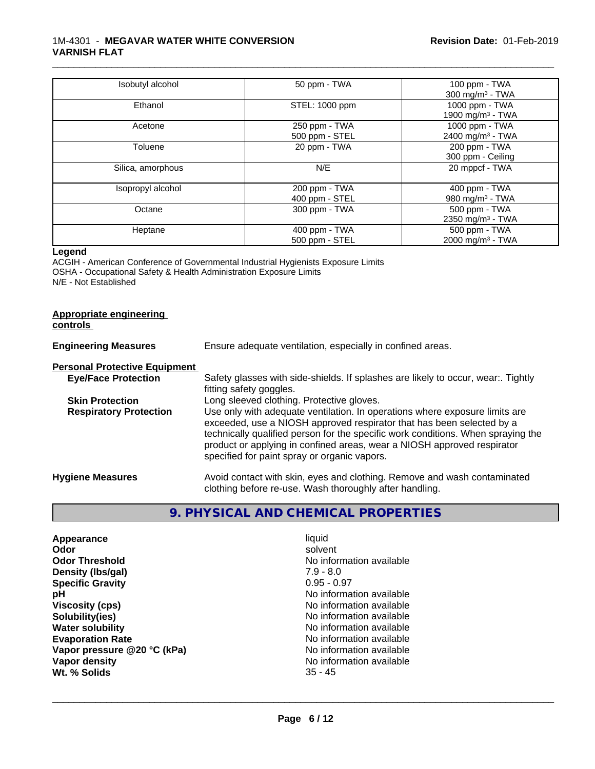| | | |
|---|---|---|
| Isobutyl alcohol | 50 ppm - TWA | 100 ppm - TWA<br>300 mg/m³ - TWA |
| Ethanol | STEL: 1000 ppm | 1000 ppm - TWA<br>1900 mg/m³ - TWA |
| Acetone | 250 ppm - TWA<br>500 ppm - STEL | 1000 ppm - TWA<br>2400 mg/m³ - TWA |
| Toluene | 20 ppm - TWA | 200 ppm - TWA<br>300 ppm - Ceiling |
| Silica, amorphous | N/E | 20 mppcf - TWA |
| Isopropyl alcohol | 200 ppm - TWA<br>400 ppm - STEL | 400 ppm - TWA<br>980 mg/m³ - TWA |
| Octane | 300 ppm - TWA | 500 ppm - TWA<br>2350 mg/m³ - TWA |
| Heptane | 400 ppm - TWA<br>500 ppm - STEL | 500 ppm - TWA<br>2000 mg/m³ - TWA |

**Legend**

ACGIH - American Conference of Governmental Industrial Hygienists Exposure Limits
OSHA - Occupational Safety & Health Administration Exposure Limits
N/E - Not Established

**Appropriate engineering controls**

**Engineering Measures** Ensure adequate ventilation, especially in confined areas.

**Personal Protective Equipment**

**Eye/Face Protection** Safety glasses with side-shields. If splashes are likely to occur, wear:. Tightly fitting safety goggles.

**Skin Protection** Long sleeved clothing. Protective gloves.

**Respiratory Protection** Use only with adequate ventilation. In operations where exposure limits are exceeded, use a NIOSH approved respirator that has been selected by a technically qualified person for the specific work conditions. When spraying the product or applying in confined areas, wear a NIOSH approved respirator specified for paint spray or organic vapors.

**Hygiene Measures** Avoid contact with skin, eyes and clothing. Remove and wash contaminated clothing before re-use. Wash thoroughly after handling.

## 9. PHYSICAL AND CHEMICAL PROPERTIES

| | |
|---|---|
| **Appearance** | liquid |
| **Odor** | solvent |
| **Odor Threshold** | No information available |
| **Density (lbs/gal)** | 7.9 - 8.0 |
| **Specific Gravity** | 0.95 - 0.97 |
| **pH** | No information available |
| **Viscosity (cps)** | No information available |
| **Solubility(ies)** | No information available |
| **Water solubility** | No information available |
| **Evaporation Rate** | No information available |
| **Vapor pressure @20 °C (kPa)** | No information available |
| **Vapor density** | No information available |
| **Wt. % Solids** | 35 - 45 |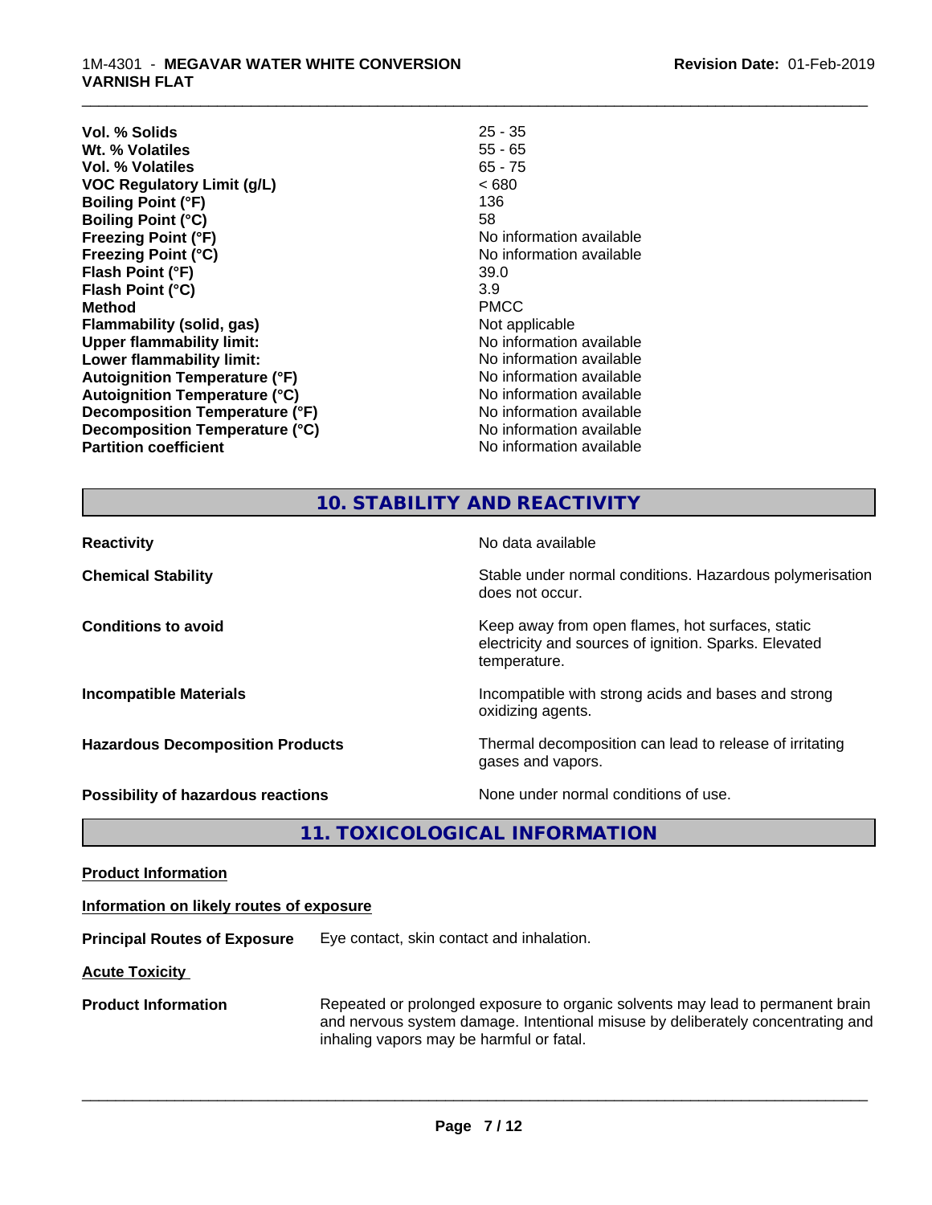| | |
|---|---|
| **Vol. % Solids** | 25 - 35 |
| **Wt. % Volatiles** | 55 - 65 |
| **Vol. % Volatiles** | 65 - 75 |
| **VOC Regulatory Limit (g/L)** | < 680 |
| **Boiling Point (°F)** | 136 |
| **Boiling Point (°C)** | 58 |
| **Freezing Point (°F)** | No information available |
| **Freezing Point (°C)** | No information available |
| **Flash Point (°F)** | 39.0 |
| **Flash Point (°C)** | 3.9 |
| **Method** | PMCC |
| **Flammability (solid, gas)** | Not applicable |
| **Upper flammability limit:** | No information available |
| **Lower flammability limit:** | No information available |
| **Autoignition Temperature (°F)** | No information available |
| **Autoignition Temperature (°C)** | No information available |
| **Decomposition Temperature (°F)** | No information available |
| **Decomposition Temperature (°C)** | No information available |
| **Partition coefficient** | No information available |

## 10. STABILITY AND REACTIVITY

| | |
|---|---|
| **Reactivity** | No data available |
| **Chemical Stability** | Stable under normal conditions. Hazardous polymerisation does not occur. |
| **Conditions to avoid** | Keep away from open flames, hot surfaces, static electricity and sources of ignition. Sparks. Elevated temperature. |
| **Incompatible Materials** | Incompatible with strong acids and bases and strong oxidizing agents. |
| **Hazardous Decomposition Products** | Thermal decomposition can lead to release of irritating gases and vapors. |
| **Possibility of hazardous reactions** | None under normal conditions of use. |

## 11. TOXICOLOGICAL INFORMATION

**Product Information**

**Information on likely routes of exposure**

**Principal Routes of Exposure** Eye contact, skin contact and inhalation.

**Acute Toxicity**

**Product Information** Repeated or prolonged exposure to organic solvents may lead to permanent brain and nervous system damage. Intentional misuse by deliberately concentrating and inhaling vapors may be harmful or fatal.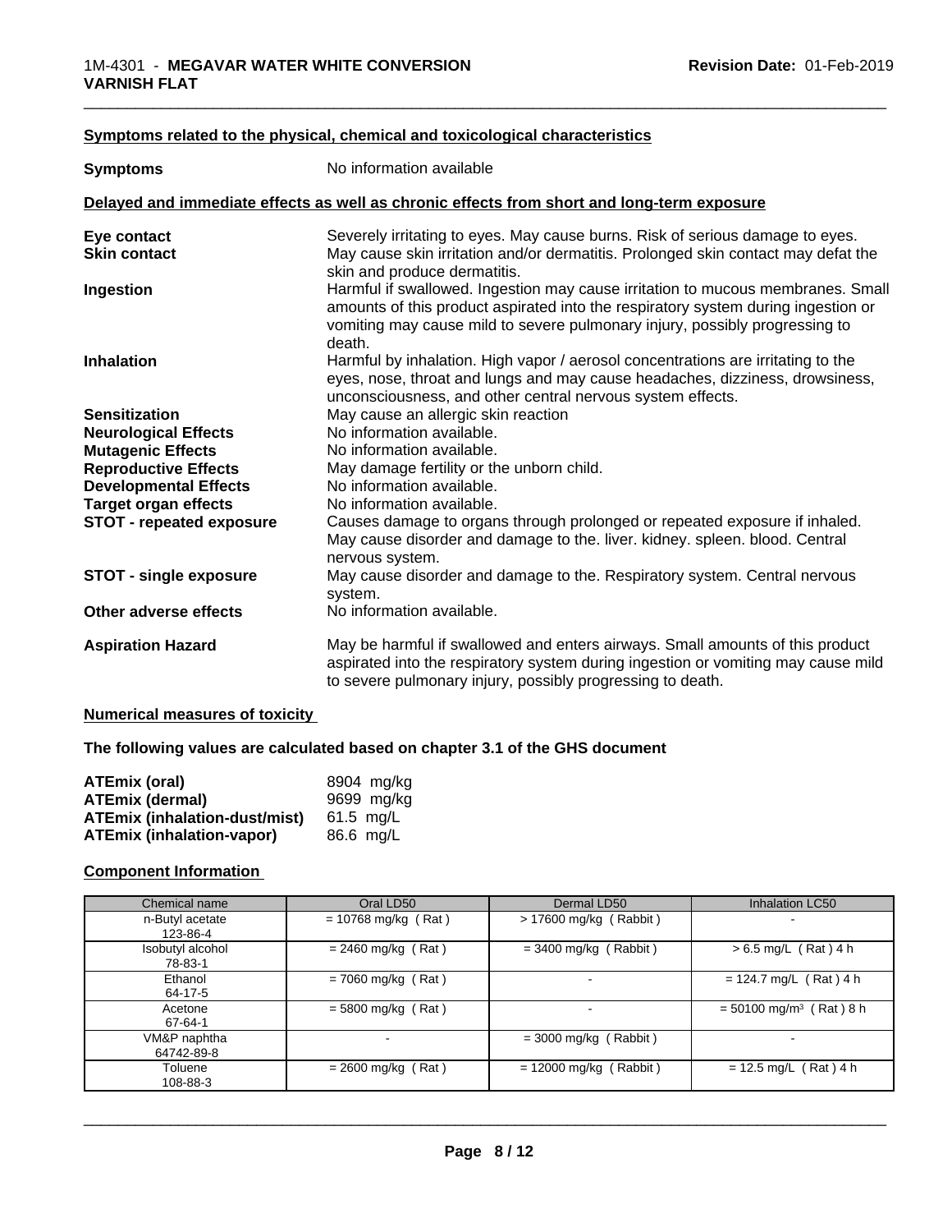### Symptoms related to the physical, chemical and toxicological characteristics

**Symptoms** No information available

### Delayed and immediate effects as well as chronic effects from short and long-term exposure

**Eye contact** Severely irritating to eyes. May cause burns. Risk of serious damage to eyes.

**Skin contact** May cause skin irritation and/or dermatitis. Prolonged skin contact may defat the skin and produce dermatitis.

**Ingestion** Harmful if swallowed. Ingestion may cause irritation to mucous membranes. Small amounts of this product aspirated into the respiratory system during ingestion or vomiting may cause mild to severe pulmonary injury, possibly progressing to death.

**Inhalation** Harmful by inhalation. High vapor / aerosol concentrations are irritating to the eyes, nose, throat and lungs and may cause headaches, dizziness, drowsiness, unconsciousness, and other central nervous system effects.

**Sensitization** May cause an allergic skin reaction

**Neurological Effects** No information available.

**Mutagenic Effects** No information available.

**Reproductive Effects** May damage fertility or the unborn child.

**Developmental Effects** No information available.

**Target organ effects** No information available.

**STOT - repeated exposure** Causes damage to organs through prolonged or repeated exposure if inhaled. May cause disorder and damage to the. liver. kidney. spleen. blood. Central nervous system.

**STOT - single exposure** May cause disorder and damage to the. Respiratory system. Central nervous system.

**Other adverse effects** No information available.

**Aspiration Hazard** May be harmful if swallowed and enters airways. Small amounts of this product aspirated into the respiratory system during ingestion or vomiting may cause mild to severe pulmonary injury, possibly progressing to death.

### Numerical measures of toxicity

**The following values are calculated based on chapter 3.1 of the GHS document**

**ATEmix (oral)** 8904 mg/kg
**ATEmix (dermal)** 9699 mg/kg
**ATEmix (inhalation-dust/mist)** 61.5 mg/L
**ATEmix (inhalation-vapor)** 86.6 mg/L

### Component Information

| Chemical name | Oral LD50 | Dermal LD50 | Inhalation LC50 |
|---|---|---|---|
| n-Butyl acetate 123-86-4 | = 10768 mg/kg ( Rat ) | > 17600 mg/kg ( Rabbit ) | - |
| Isobutyl alcohol 78-83-1 | = 2460 mg/kg ( Rat ) | = 3400 mg/kg ( Rabbit ) | > 6.5 mg/L ( Rat ) 4 h |
| Ethanol 64-17-5 | = 7060 mg/kg ( Rat ) | - | = 124.7 mg/L ( Rat ) 4 h |
| Acetone 67-64-1 | = 5800 mg/kg ( Rat ) | - | = 50100 mg/m³ ( Rat ) 8 h |
| VM&P naphtha 64742-89-8 | - | = 3000 mg/kg ( Rabbit ) | - |
| Toluene 108-88-3 | = 2600 mg/kg ( Rat ) | = 12000 mg/kg ( Rabbit ) | = 12.5 mg/L ( Rat ) 4 h |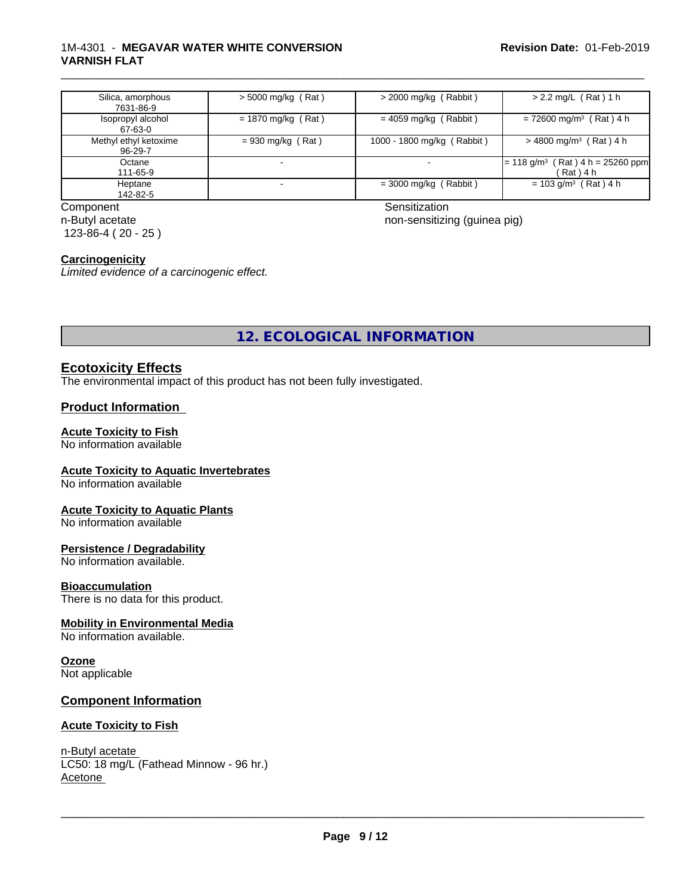| Silica, amorphous 7631-86-9 | > 5000 mg/kg ( Rat ) | > 2000 mg/kg ( Rabbit ) | > 2.2 mg/L ( Rat ) 1 h |
| --- | --- | --- | --- |
| Isopropyl alcohol 67-63-0 | = 1870 mg/kg ( Rat ) | = 4059 mg/kg ( Rabbit ) | = 72600 mg/m³ ( Rat ) 4 h |
| Methyl ethyl ketoxime 96-29-7 | = 930 mg/kg ( Rat ) | 1000 - 1800 mg/kg ( Rabbit ) | > 4800 mg/m³ ( Rat ) 4 h |
| Octane 111-65-9 | - | - | = 118 g/m³ ( Rat ) 4 h = 25260 ppm ( Rat ) 4 h |
| Heptane 142-82-5 | - | = 3000 mg/kg ( Rabbit ) | = 103 g/m³ ( Rat ) 4 h |

| Component | Sensitization |
| --- | --- |
| n-Butyl acetate 123-86-4 ( 20 - 25 ) | non-sensitizing (guinea pig) |

**Carcinogenicity**
*Limited evidence of a carcinogenic effect.*

# 12. ECOLOGICAL INFORMATION

## Ecotoxicity Effects

The environmental impact of this product has not been fully investigated.

### Product Information

**Acute Toxicity to Fish**
No information available

**Acute Toxicity to Aquatic Invertebrates**
No information available

**Acute Toxicity to Aquatic Plants**
No information available

**Persistence / Degradability**
No information available.

**Bioaccumulation**
There is no data for this product.

**Mobility in Environmental Media**
No information available.

**Ozone**
Not applicable

### Component Information

**Acute Toxicity to Fish**

n-Butyl acetate
LC50: 18 mg/L (Fathead Minnow - 96 hr.)
Acetone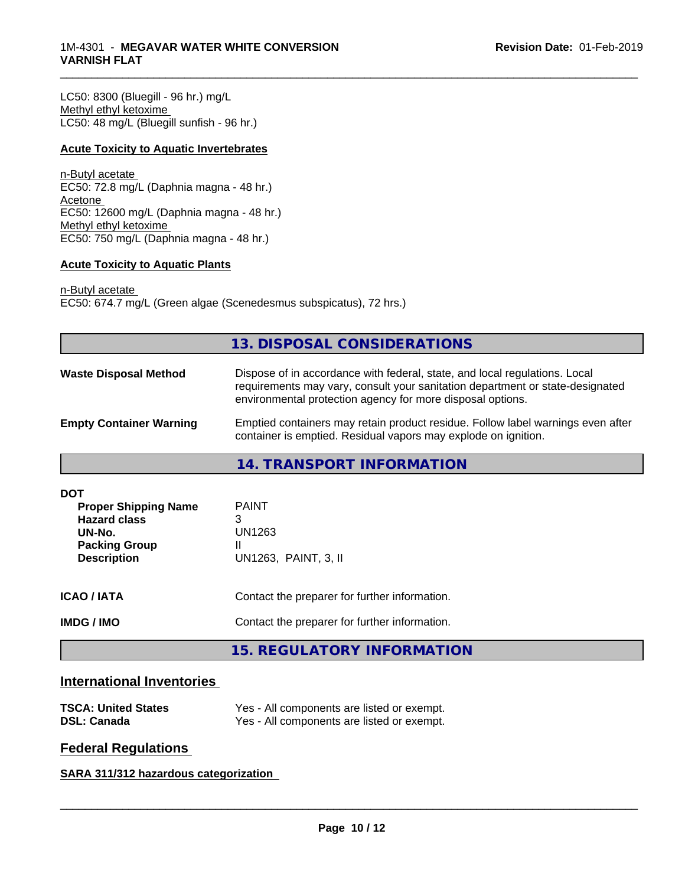LC50: 8300 (Bluegill - 96 hr.) mg/L
Methyl ethyl ketoxime
LC50: 48 mg/L (Bluegill sunfish - 96 hr.)

**Acute Toxicity to Aquatic Invertebrates**

n-Butyl acetate
EC50: 72.8 mg/L (Daphnia magna - 48 hr.)
Acetone
EC50: 12600 mg/L (Daphnia magna - 48 hr.)
Methyl ethyl ketoxime
EC50: 750 mg/L (Daphnia magna - 48 hr.)

**Acute Toxicity to Aquatic Plants**

n-Butyl acetate
EC50: 674.7 mg/L (Green algae (Scenedesmus subspicatus), 72 hrs.)

## 13. DISPOSAL CONSIDERATIONS

| | |
|---|---|
| **Waste Disposal Method** | Dispose of in accordance with federal, state, and local regulations. Local requirements may vary, consult your sanitation department or state-designated environmental protection agency for more disposal options. |
| **Empty Container Warning** | Emptied containers may retain product residue. Follow label warnings even after container is emptied. Residual vapors may explode on ignition. |

## 14. TRANSPORT INFORMATION

**DOT**

| | |
|---|---|
| **Proper Shipping Name** | PAINT |
| **Hazard class** | 3 |
| **UN-No.** | UN1263 |
| **Packing Group** | II |
| **Description** | UN1263, PAINT, 3, II |

| | |
|---|---|
| **ICAO / IATA** | Contact the preparer for further information. |
| **IMDG / IMO** | Contact the preparer for further information. |

## 15. REGULATORY INFORMATION

### International Inventories

| | |
|---|---|
| **TSCA: United States** | Yes - All components are listed or exempt. |
| **DSL: Canada** | Yes - All components are listed or exempt. |

### Federal Regulations

**SARA 311/312 hazardous categorization**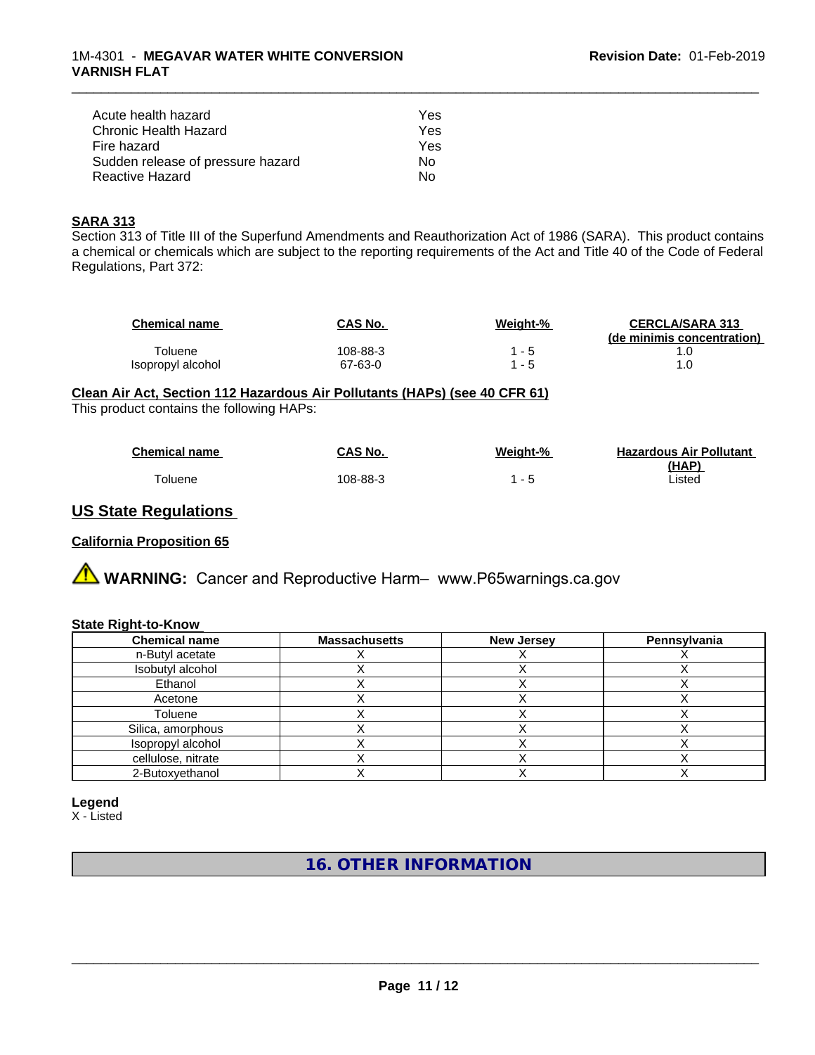| | |
|---|---|
| Acute health hazard | Yes |
| Chronic Health Hazard | Yes |
| Fire hazard | Yes |
| Sudden release of pressure hazard | No |
| Reactive Hazard | No |

**SARA 313**

Section 313 of Title III of the Superfund Amendments and Reauthorization Act of 1986 (SARA). This product contains a chemical or chemicals which are subject to the reporting requirements of the Act and Title 40 of the Code of Federal Regulations, Part 372:

| Chemical name | CAS No. | Weight-% | CERCLA/SARA 313 (de minimis concentration) |
|---|---|---|---|
| Toluene | 108-88-3 | 1 - 5 | 1.0 |
| Isopropyl alcohol | 67-63-0 | 1 - 5 | 1.0 |

**Clean Air Act, Section 112 Hazardous Air Pollutants (HAPs) (see 40 CFR 61)**

This product contains the following HAPs:

| Chemical name | CAS No. | Weight-% | Hazardous Air Pollutant (HAP) |
|---|---|---|---|
| Toluene | 108-88-3 | 1 - 5 | Listed |

## US State Regulations

**California Proposition 65**

**WARNING:** Cancer and Reproductive Harm– www.P65warnings.ca.gov

**State Right-to-Know**

| Chemical name | Massachusetts | New Jersey | Pennsylvania |
|---|---|---|---|
| n-Butyl acetate | X | X | X |
| Isobutyl alcohol | X | X | X |
| Ethanol | X | X | X |
| Acetone | X | X | X |
| Toluene | X | X | X |
| Silica, amorphous | X | X | X |
| Isopropyl alcohol | X | X | X |
| cellulose, nitrate | X | X | X |
| 2-Butoxyethanol | X | X | X |

**Legend**

X - Listed

## 16. OTHER INFORMATION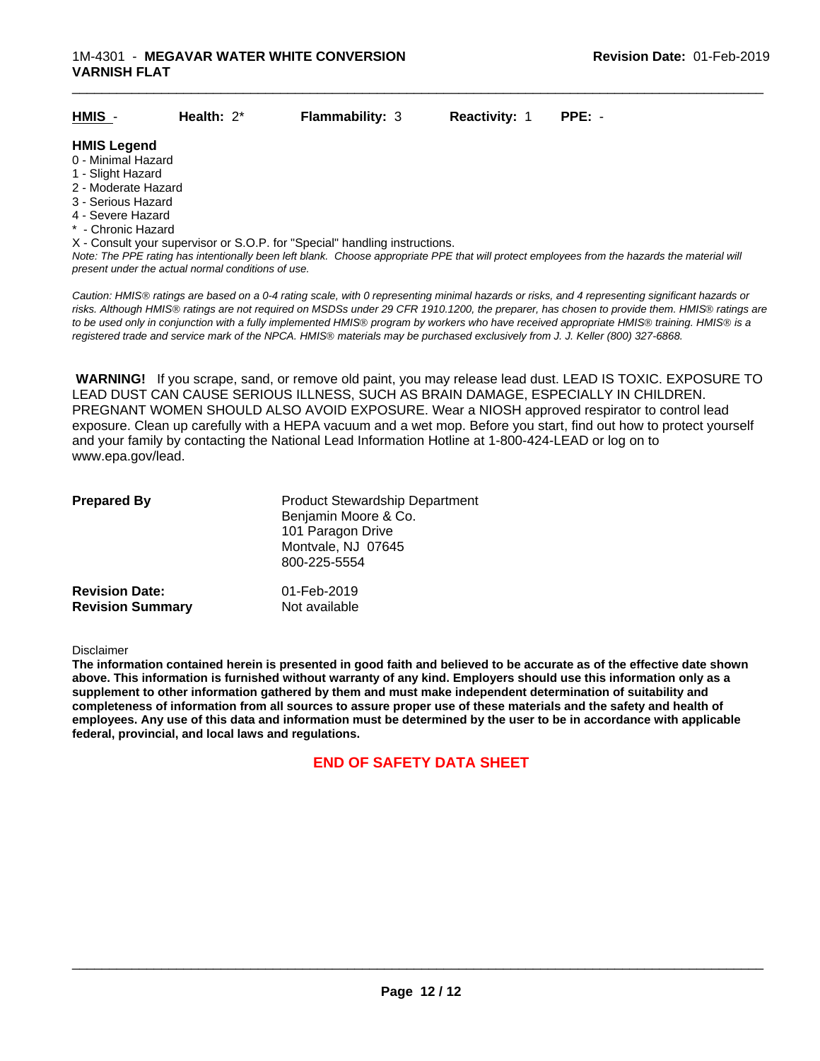| **HMIS** - | **Health:** 2* | **Flammability:** 3 | **Reactivity:** 1 | **PPE:** - |
|---|---|---|---|---|

**HMIS Legend**

0 - Minimal Hazard
1 - Slight Hazard
2 - Moderate Hazard
3 - Serious Hazard
4 - Severe Hazard
* - Chronic Hazard
X - Consult your supervisor or S.O.P. for "Special" handling instructions.

*Note: The PPE rating has intentionally been left blank. Choose appropriate PPE that will protect employees from the hazards the material will present under the actual normal conditions of use.*

*Caution: HMIS® ratings are based on a 0-4 rating scale, with 0 representing minimal hazards or risks, and 4 representing significant hazards or risks. Although HMIS® ratings are not required on MSDSs under 29 CFR 1910.1200, the preparer, has chosen to provide them. HMIS® ratings are to be used only in conjunction with a fully implemented HMIS® program by workers who have received appropriate HMIS® training. HMIS® is a registered trade and service mark of the NPCA. HMIS® materials may be purchased exclusively from J. J. Keller (800) 327-6868.*

**WARNING!** If you scrape, sand, or remove old paint, you may release lead dust. LEAD IS TOXIC. EXPOSURE TO LEAD DUST CAN CAUSE SERIOUS ILLNESS, SUCH AS BRAIN DAMAGE, ESPECIALLY IN CHILDREN. PREGNANT WOMEN SHOULD ALSO AVOID EXPOSURE. Wear a NIOSH approved respirator to control lead exposure. Clean up carefully with a HEPA vacuum and a wet mop. Before you start, find out how to protect yourself and your family by contacting the National Lead Information Hotline at 1-800-424-LEAD or log on to www.epa.gov/lead.

| | |
|---|---|
| **Prepared By** | Product Stewardship Department<br>Benjamin Moore & Co.<br>101 Paragon Drive<br>Montvale, NJ 07645<br>800-225-5554 |
| **Revision Date:** | 01-Feb-2019 |
| **Revision Summary** | Not available |

Disclaimer

**The information contained herein is presented in good faith and believed to be accurate as of the effective date shown above. This information is furnished without warranty of any kind. Employers should use this information only as a supplement to other information gathered by them and must make independent determination of suitability and completeness of information from all sources to assure proper use of these materials and the safety and health of employees. Any use of this data and information must be determined by the user to be in accordance with applicable federal, provincial, and local laws and regulations.**

**END OF SAFETY DATA SHEET**